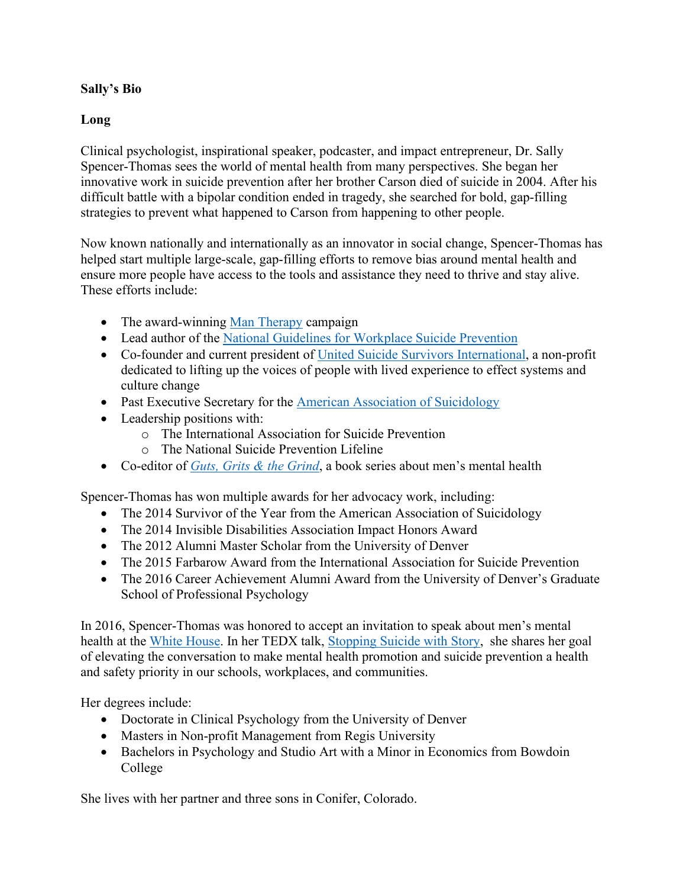**Sally's Bio**

**Long**

Clinical psychologist, inspirational speaker, podcaster, and impact entrepreneur, Dr. Sally Spencer-Thomas sees the world of mental health from many perspectives. She began her innovative work in suicide prevention after her brother Carson died of suicide in 2004. After his difficult battle with a bipolar condition ended in tragedy, she searched for bold, gap-filling strategies to prevent what happened to Carson from happening to other people.

Now known nationally and internationally as an innovator in social change, Spencer-Thomas has helped start multiple large-scale, gap-filling efforts to remove bias around mental health and ensure more people have access to the tools and assistance they need to thrive and stay alive. These efforts include:

- The award-winning Man Therapy campaign
- Lead author of the National Guidelines for Workplace Suicide Prevention
- Co-founder and current president of United Suicide Survivors International, a non-profit dedicated to lifting up the voices of people with lived experience to effect systems and culture change
- Past Executive Secretary for the American Association of Suicidology
- Leadership positions with:
  - The International Association for Suicide Prevention
  - The National Suicide Prevention Lifeline
- Co-editor of *Guts, Grits & the Grind*, a book series about men's mental health

Spencer-Thomas has won multiple awards for her advocacy work, including:

- The 2014 Survivor of the Year from the American Association of Suicidology
- The 2014 Invisible Disabilities Association Impact Honors Award
- The 2012 Alumni Master Scholar from the University of Denver
- The 2015 Farbarow Award from the International Association for Suicide Prevention
- The 2016 Career Achievement Alumni Award from the University of Denver's Graduate School of Professional Psychology

In 2016, Spencer-Thomas was honored to accept an invitation to speak about men's mental health at the White House. In her TEDX talk, Stopping Suicide with Story, she shares her goal of elevating the conversation to make mental health promotion and suicide prevention a health and safety priority in our schools, workplaces, and communities.

Her degrees include:

- Doctorate in Clinical Psychology from the University of Denver
- Masters in Non-profit Management from Regis University
- Bachelors in Psychology and Studio Art with a Minor in Economics from Bowdoin College

She lives with her partner and three sons in Conifer, Colorado.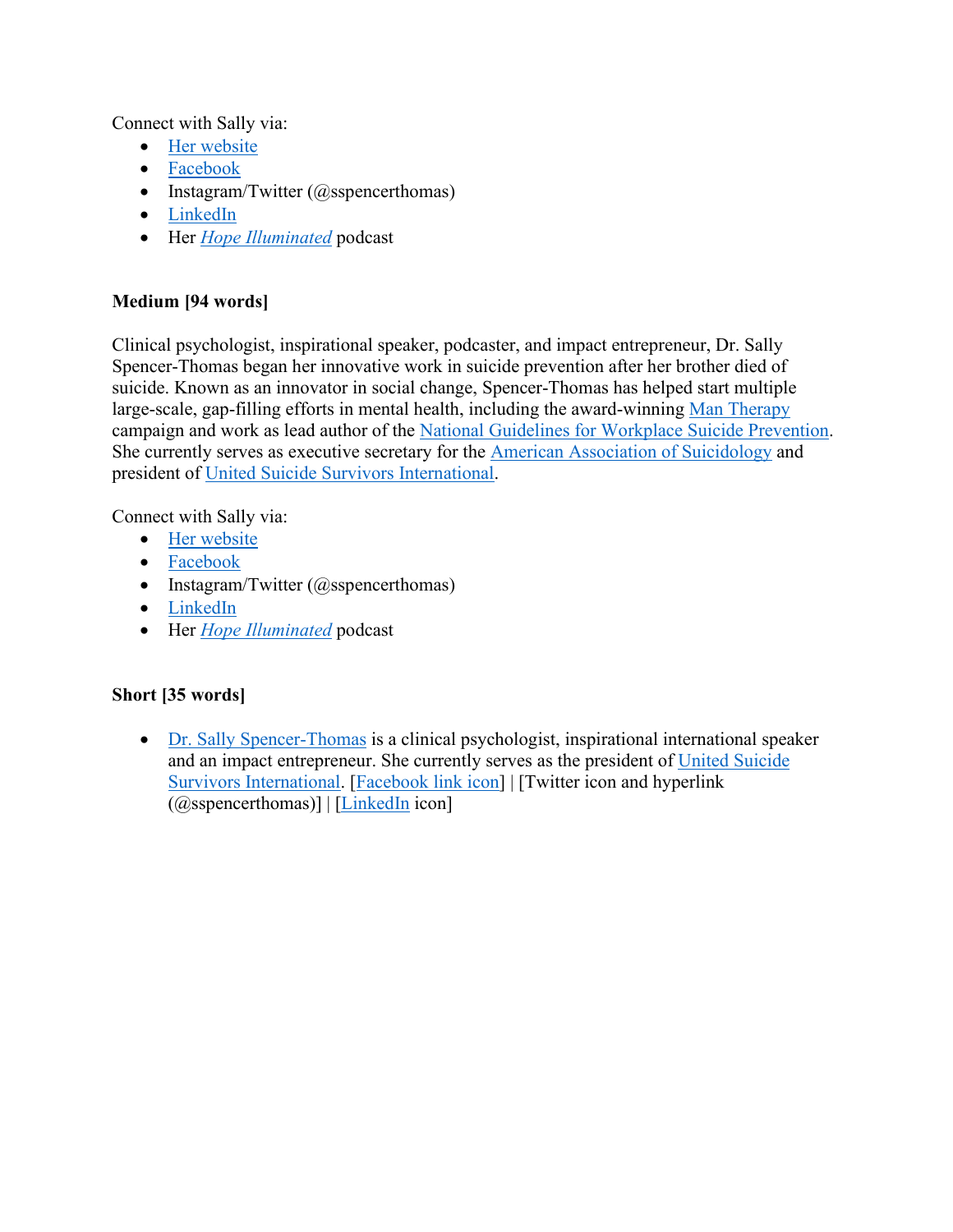Connect with Sally via:

- Her website
- Facebook
- Instagram/Twitter (@sspencerthomas)
- LinkedIn
- Her *Hope Illuminated* podcast

**Medium [94 words]**

Clinical psychologist, inspirational speaker, podcaster, and impact entrepreneur, Dr. Sally Spencer-Thomas began her innovative work in suicide prevention after her brother died of suicide. Known as an innovator in social change, Spencer-Thomas has helped start multiple large-scale, gap-filling efforts in mental health, including the award-winning Man Therapy campaign and work as lead author of the National Guidelines for Workplace Suicide Prevention. She currently serves as executive secretary for the American Association of Suicidology and president of United Suicide Survivors International.

Connect with Sally via:

- Her website
- Facebook
- Instagram/Twitter (@sspencerthomas)
- LinkedIn
- Her *Hope Illuminated* podcast

**Short [35 words]**

- Dr. Sally Spencer-Thomas is a clinical psychologist, inspirational international speaker and an impact entrepreneur. She currently serves as the president of United Suicide Survivors International. [Facebook link icon] | [Twitter icon and hyperlink (@sspencerthomas)] | [LinkedIn icon]